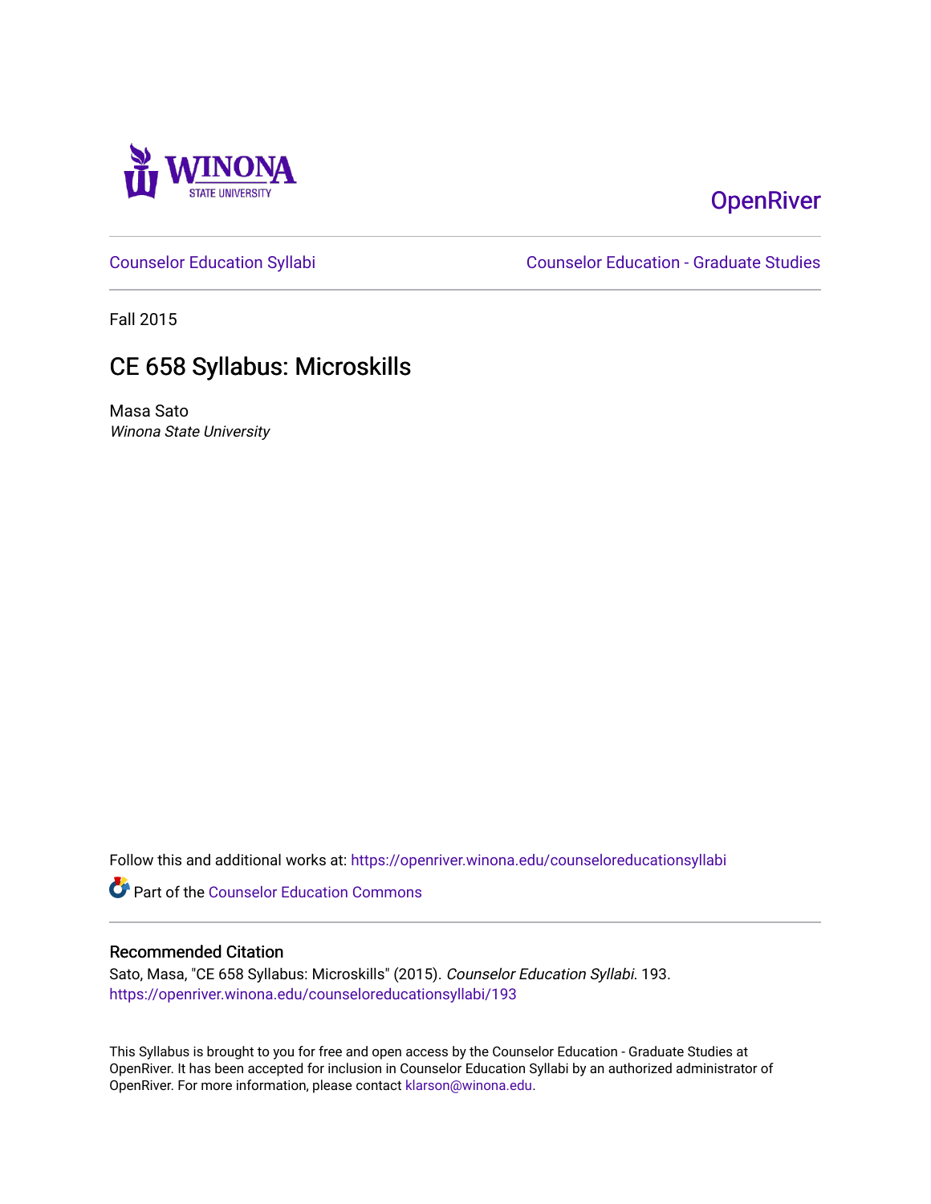OpenRiver

Counselor Education Syllabi

Counselor Education - Graduate Studies

Fall 2015

# CE 658 Syllabus: Microskills

Masa Sato

*Winona State University*

Follow this and additional works at: https://openriver.winona.edu/counseloreducationsyllabi

Part of the Counselor Education Commons

## Recommended Citation

Sato, Masa, "CE 658 Syllabus: Microskills" (2015). *Counselor Education Syllabi*. 193.
https://openriver.winona.edu/counseloreducationsyllabi/193

This Syllabus is brought to you for free and open access by the Counselor Education - Graduate Studies at OpenRiver. It has been accepted for inclusion in Counselor Education Syllabi by an authorized administrator of OpenRiver. For more information, please contact klarson@winona.edu.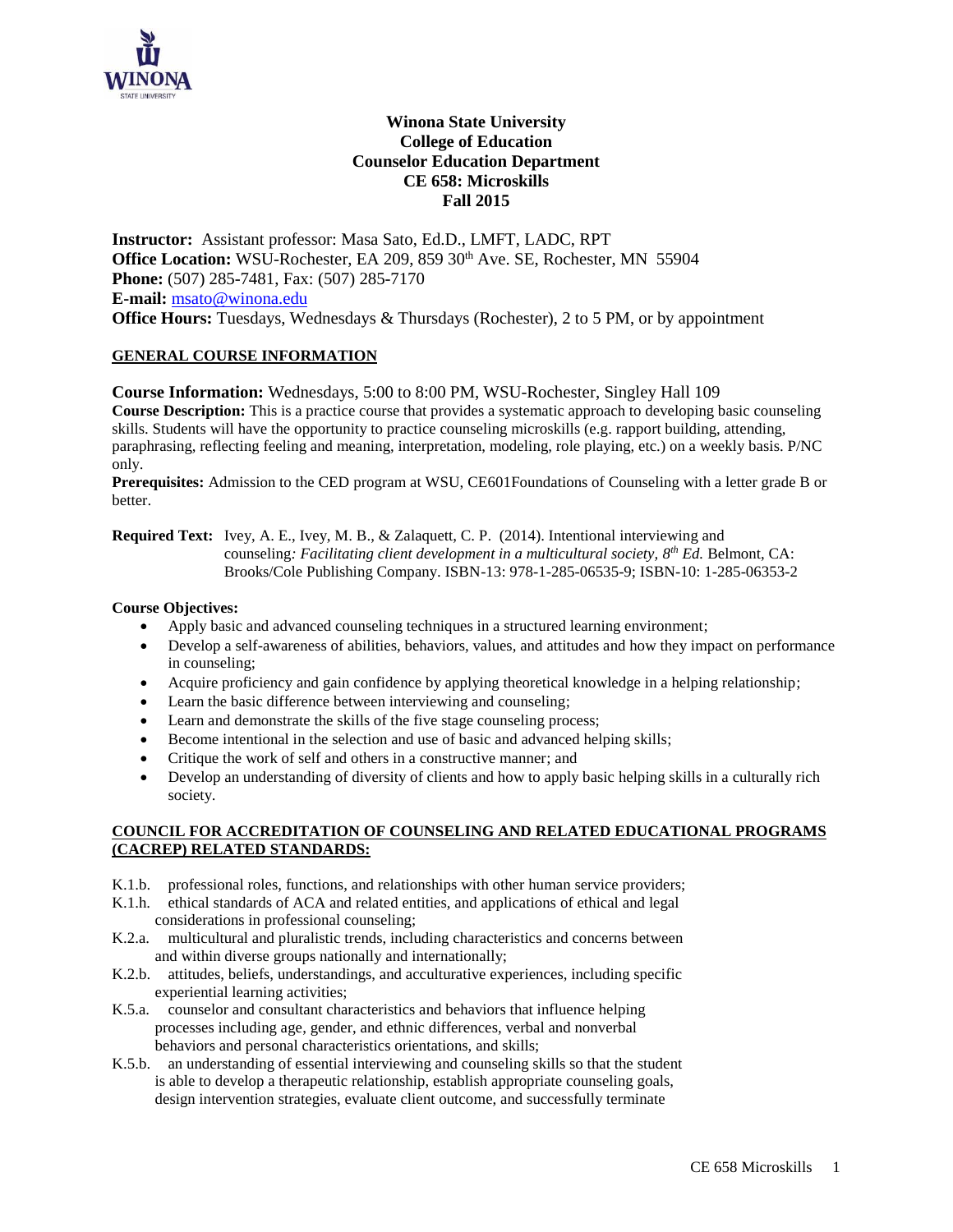# Winona State University
## College of Education
## Counselor Education Department
## CE 658: Microskills
## Fall 2015

**Instructor:** Assistant professor: Masa Sato, Ed.D., LMFT, LADC, RPT
**Office Location:** WSU-Rochester, EA 209, 859 30th Ave. SE, Rochester, MN 55904
**Phone:** (507) 285-7481, Fax: (507) 285-7170
**E-mail:** msato@winona.edu
**Office Hours:** Tuesdays, Wednesdays & Thursdays (Rochester), 2 to 5 PM, or by appointment

### GENERAL COURSE INFORMATION

**Course Information:** Wednesdays, 5:00 to 8:00 PM, WSU-Rochester, Singley Hall 109
**Course Description:** This is a practice course that provides a systematic approach to developing basic counseling skills. Students will have the opportunity to practice counseling microskills (e.g. rapport building, attending, paraphrasing, reflecting feeling and meaning, interpretation, modeling, role playing, etc.) on a weekly basis. P/NC only.
**Prerequisites:** Admission to the CED program at WSU, CE601Foundations of Counseling with a letter grade B or better.

**Required Text:** Ivey, A. E., Ivey, M. B., & Zalaquett, C. P. (2014). Intentional interviewing and counseling*: Facilitating client development in a multicultural society, 8th Ed.* Belmont, CA: Brooks/Cole Publishing Company. ISBN-13: 978-1-285-06535-9; ISBN-10: 1-285-06353-2

**Course Objectives:**

- Apply basic and advanced counseling techniques in a structured learning environment;
- Develop a self-awareness of abilities, behaviors, values, and attitudes and how they impact on performance in counseling;
- Acquire proficiency and gain confidence by applying theoretical knowledge in a helping relationship;
- Learn the basic difference between interviewing and counseling;
- Learn and demonstrate the skills of the five stage counseling process;
- Become intentional in the selection and use of basic and advanced helping skills;
- Critique the work of self and others in a constructive manner; and
- Develop an understanding of diversity of clients and how to apply basic helping skills in a culturally rich society.

### COUNCIL FOR ACCREDITATION OF COUNSELING AND RELATED EDUCATIONAL PROGRAMS (CACREP) RELATED STANDARDS:

K.1.b. professional roles, functions, and relationships with other human service providers;
K.1.h. ethical standards of ACA and related entities, and applications of ethical and legal considerations in professional counseling;
K.2.a. multicultural and pluralistic trends, including characteristics and concerns between and within diverse groups nationally and internationally;
K.2.b. attitudes, beliefs, understandings, and acculturative experiences, including specific experiential learning activities;
K.5.a. counselor and consultant characteristics and behaviors that influence helping processes including age, gender, and ethnic differences, verbal and nonverbal behaviors and personal characteristics orientations, and skills;
K.5.b. an understanding of essential interviewing and counseling skills so that the student is able to develop a therapeutic relationship, establish appropriate counseling goals, design intervention strategies, evaluate client outcome, and successfully terminate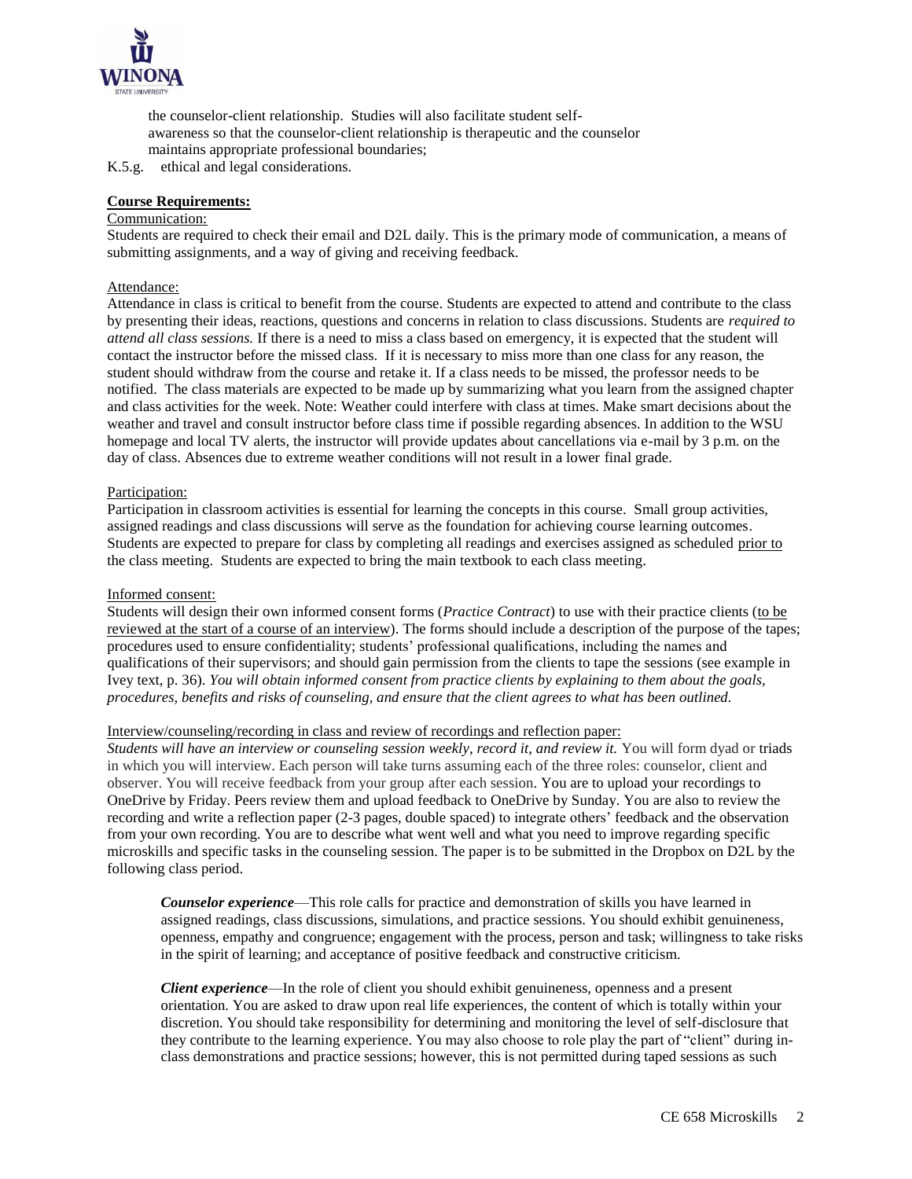the counselor-client relationship. Studies will also facilitate student self-awareness so that the counselor-client relationship is therapeutic and the counselor maintains appropriate professional boundaries;

K.5.g. ethical and legal considerations.

## Course Requirements:

### Communication:

Students are required to check their email and D2L daily. This is the primary mode of communication, a means of submitting assignments, and a way of giving and receiving feedback.

### Attendance:

Attendance in class is critical to benefit from the course. Students are expected to attend and contribute to the class by presenting their ideas, reactions, questions and concerns in relation to class discussions. Students are *required to attend all class sessions.* If there is a need to miss a class based on emergency, it is expected that the student will contact the instructor before the missed class. If it is necessary to miss more than one class for any reason, the student should withdraw from the course and retake it. If a class needs to be missed, the professor needs to be notified. The class materials are expected to be made up by summarizing what you learn from the assigned chapter and class activities for the week. Note: Weather could interfere with class at times. Make smart decisions about the weather and travel and consult instructor before class time if possible regarding absences. In addition to the WSU homepage and local TV alerts, the instructor will provide updates about cancellations via e-mail by 3 p.m. on the day of class. Absences due to extreme weather conditions will not result in a lower final grade.

### Participation:

Participation in classroom activities is essential for learning the concepts in this course. Small group activities, assigned readings and class discussions will serve as the foundation for achieving course learning outcomes. Students are expected to prepare for class by completing all readings and exercises assigned as scheduled prior to the class meeting. Students are expected to bring the main textbook to each class meeting.

### Informed consent:

Students will design their own informed consent forms (*Practice Contract*) to use with their practice clients (to be reviewed at the start of a course of an interview). The forms should include a description of the purpose of the tapes; procedures used to ensure confidentiality; students' professional qualifications, including the names and qualifications of their supervisors; and should gain permission from the clients to tape the sessions (see example in Ivey text, p. 36). *You will obtain informed consent from practice clients by explaining to them about the goals, procedures, benefits and risks of counseling, and ensure that the client agrees to what has been outlined.*

### Interview/counseling/recording in class and review of recordings and reflection paper:

*Students will have an interview or counseling session weekly, record it, and review it.* You will form dyad or triads in which you will interview. Each person will take turns assuming each of the three roles: counselor, client and observer. You will receive feedback from your group after each session. You are to upload your recordings to OneDrive by Friday. Peers review them and upload feedback to OneDrive by Sunday. You are also to review the recording and write a reflection paper (2-3 pages, double spaced) to integrate others' feedback and the observation from your own recording. You are to describe what went well and what you need to improve regarding specific microskills and specific tasks in the counseling session. The paper is to be submitted in the Dropbox on D2L by the following class period.

> ***Counselor experience***—This role calls for practice and demonstration of skills you have learned in assigned readings, class discussions, simulations, and practice sessions. You should exhibit genuineness, openness, empathy and congruence; engagement with the process, person and task; willingness to take risks in the spirit of learning; and acceptance of positive feedback and constructive criticism.
>
> ***Client experience***—In the role of client you should exhibit genuineness, openness and a present orientation. You are asked to draw upon real life experiences, the content of which is totally within your discretion. You should take responsibility for determining and monitoring the level of self-disclosure that they contribute to the learning experience. You may also choose to role play the part of "client" during in-class demonstrations and practice sessions; however, this is not permitted during taped sessions as such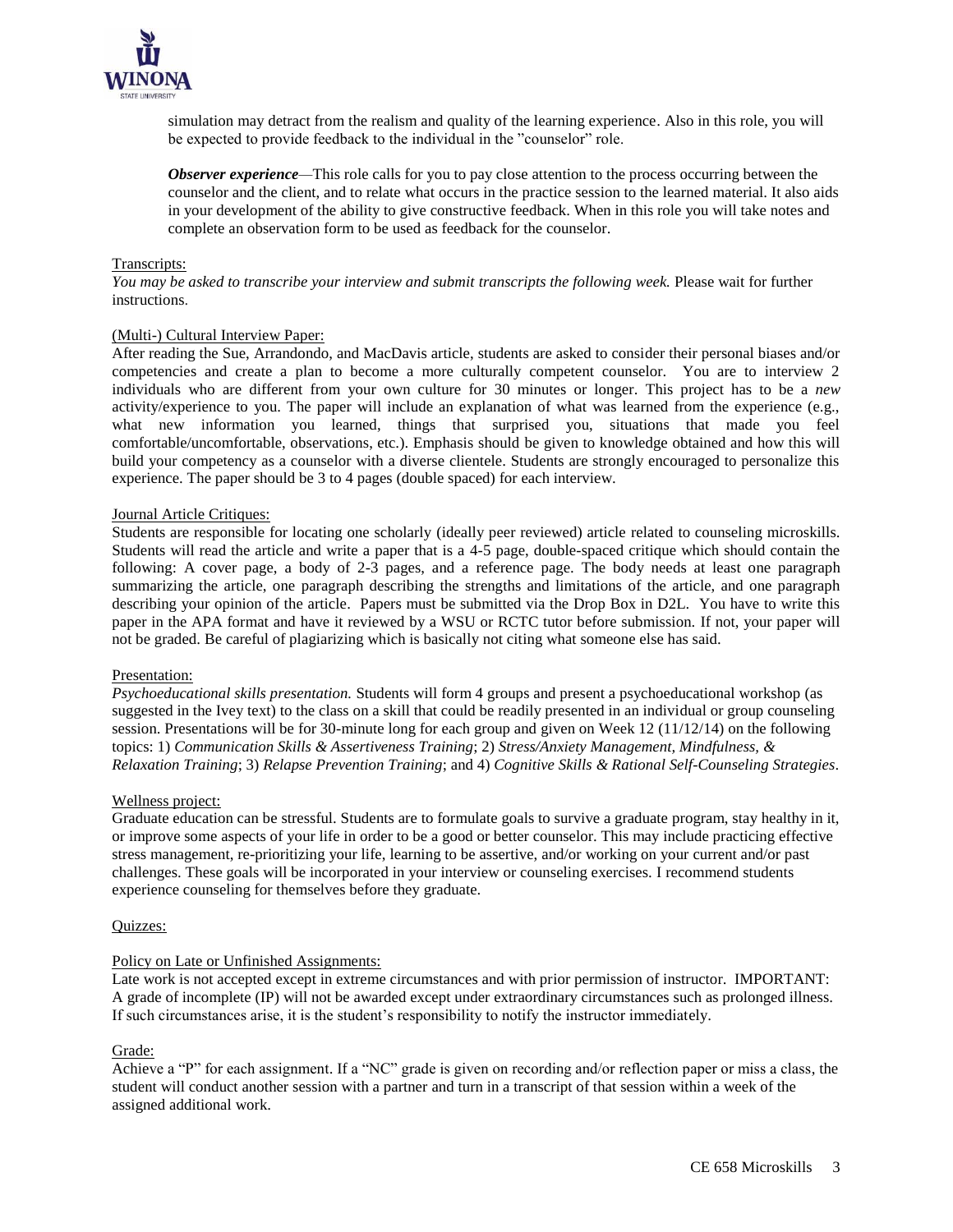simulation may detract from the realism and quality of the learning experience. Also in this role, you will be expected to provide feedback to the individual in the "counselor" role.

***Observer experience***—This role calls for you to pay close attention to the process occurring between the counselor and the client, and to relate what occurs in the practice session to the learned material. It also aids in your development of the ability to give constructive feedback. When in this role you will take notes and complete an observation form to be used as feedback for the counselor.

Transcripts:

*You may be asked to transcribe your interview and submit transcripts the following week.* Please wait for further instructions.

(Multi-) Cultural Interview Paper:

After reading the Sue, Arrandondo, and MacDavis article, students are asked to consider their personal biases and/or competencies and create a plan to become a more culturally competent counselor. You are to interview 2 individuals who are different from your own culture for 30 minutes or longer. This project has to be a *new* activity/experience to you. The paper will include an explanation of what was learned from the experience (e.g., what new information you learned, things that surprised you, situations that made you feel comfortable/uncomfortable, observations, etc.). Emphasis should be given to knowledge obtained and how this will build your competency as a counselor with a diverse clientele. Students are strongly encouraged to personalize this experience. The paper should be 3 to 4 pages (double spaced) for each interview.

Journal Article Critiques:

Students are responsible for locating one scholarly (ideally peer reviewed) article related to counseling microskills. Students will read the article and write a paper that is a 4-5 page, double-spaced critique which should contain the following: A cover page, a body of 2-3 pages, and a reference page. The body needs at least one paragraph summarizing the article, one paragraph describing the strengths and limitations of the article, and one paragraph describing your opinion of the article. Papers must be submitted via the Drop Box in D2L. You have to write this paper in the APA format and have it reviewed by a WSU or RCTC tutor before submission. If not, your paper will not be graded. Be careful of plagiarizing which is basically not citing what someone else has said.

Presentation:

*Psychoeducational skills presentation.* Students will form 4 groups and present a psychoeducational workshop (as suggested in the Ivey text) to the class on a skill that could be readily presented in an individual or group counseling session. Presentations will be for 30-minute long for each group and given on Week 12 (11/12/14) on the following topics: 1) *Communication Skills & Assertiveness Training*; 2) *Stress/Anxiety Management, Mindfulness, & Relaxation Training*; 3) *Relapse Prevention Training*; and 4) *Cognitive Skills & Rational Self-Counseling Strategies*.

Wellness project:

Graduate education can be stressful. Students are to formulate goals to survive a graduate program, stay healthy in it, or improve some aspects of your life in order to be a good or better counselor. This may include practicing effective stress management, re-prioritizing your life, learning to be assertive, and/or working on your current and/or past challenges. These goals will be incorporated in your interview or counseling exercises. I recommend students experience counseling for themselves before they graduate.

Quizzes:

Policy on Late or Unfinished Assignments:

Late work is not accepted except in extreme circumstances and with prior permission of instructor. IMPORTANT: A grade of incomplete (IP) will not be awarded except under extraordinary circumstances such as prolonged illness. If such circumstances arise, it is the student's responsibility to notify the instructor immediately.

Grade:

Achieve a "P" for each assignment. If a "NC" grade is given on recording and/or reflection paper or miss a class, the student will conduct another session with a partner and turn in a transcript of that session within a week of the assigned additional work.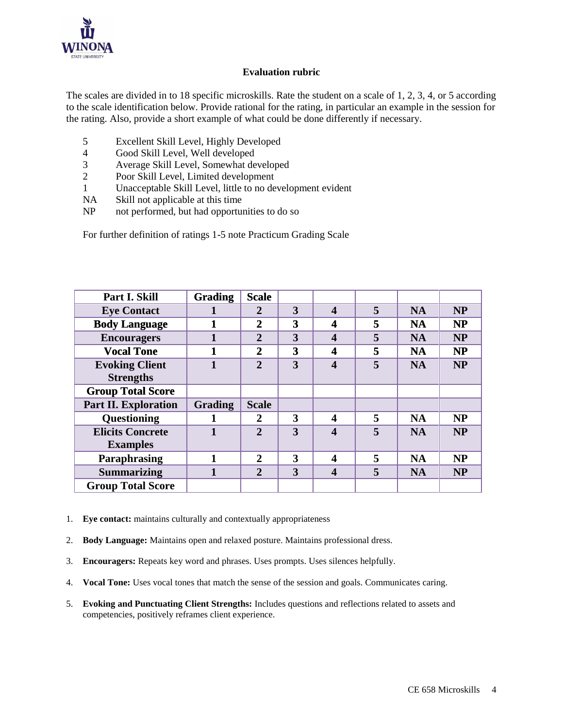### Evaluation rubric

The scales are divided in to 18 specific microskills. Rate the student on a scale of 1, 2, 3, 4, or 5 according to the scale identification below. Provide rational for the rating, in particular an example in the session for the rating. Also, provide a short example of what could be done differently if necessary.

- 5 Excellent Skill Level, Highly Developed
- 4 Good Skill Level, Well developed
- 3 Average Skill Level, Somewhat developed
- 2 Poor Skill Level, Limited development
- 1 Unacceptable Skill Level, little to no development evident
- NA Skill not applicable at this time
- NP not performed, but had opportunities to do so

For further definition of ratings 1-5 note Practicum Grading Scale

| Part I. Skill | Grading | Scale | | | | | |
|---|---|---|---|---|---|---|---|
| Eye Contact | 1 | 2 | 3 | 4 | 5 | NA | NP |
| Body Language | 1 | 2 | 3 | 4 | 5 | NA | NP |
| Encouragers | 1 | 2 | 3 | 4 | 5 | NA | NP |
| Vocal Tone | 1 | 2 | 3 | 4 | 5 | NA | NP |
| Evoking Client Strengths | 1 | 2 | 3 | 4 | 5 | NA | NP |
| Group Total Score | | | | | | | |
| **Part II. Exploration** | **Grading** | **Scale** | | | | | |
| Questioning | 1 | 2 | 3 | 4 | 5 | NA | NP |
| Elicits Concrete Examples | 1 | 2 | 3 | 4 | 5 | NA | NP |
| Paraphrasing | 1 | 2 | 3 | 4 | 5 | NA | NP |
| Summarizing | 1 | 2 | 3 | 4 | 5 | NA | NP |
| Group Total Score | | | | | | | |

1. **Eye contact:** maintains culturally and contextually appropriateness
2. **Body Language:** Maintains open and relaxed posture. Maintains professional dress.
3. **Encouragers:** Repeats key word and phrases. Uses prompts. Uses silences helpfully.
4. **Vocal Tone:** Uses vocal tones that match the sense of the session and goals. Communicates caring.
5. **Evoking and Punctuating Client Strengths:** Includes questions and reflections related to assets and competencies, positively reframes client experience.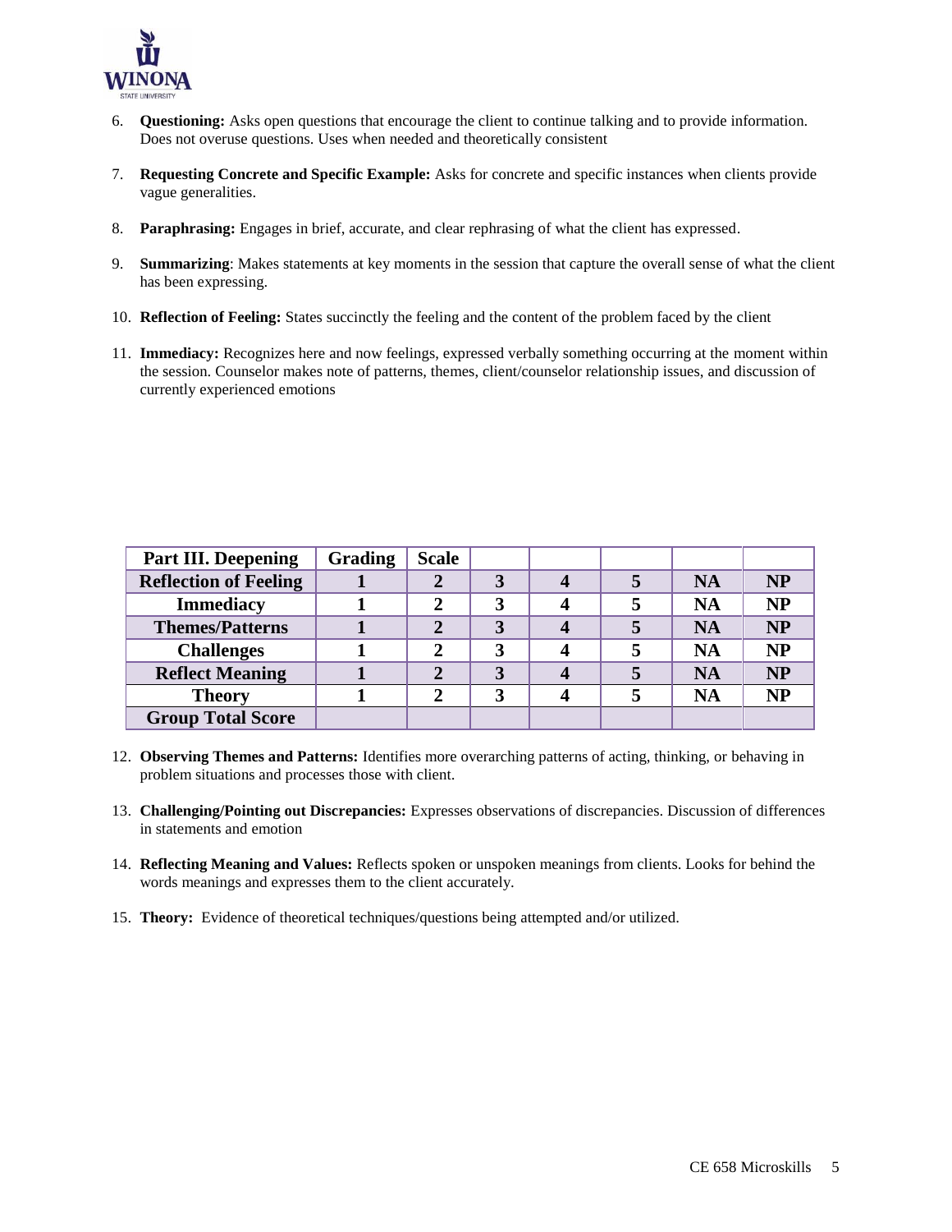6. **Questioning:** Asks open questions that encourage the client to continue talking and to provide information. Does not overuse questions. Uses when needed and theoretically consistent

7. **Requesting Concrete and Specific Example:** Asks for concrete and specific instances when clients provide vague generalities.

8. **Paraphrasing:** Engages in brief, accurate, and clear rephrasing of what the client has expressed.

9. **Summarizing**: Makes statements at key moments in the session that capture the overall sense of what the client has been expressing.

10. **Reflection of Feeling:** States succinctly the feeling and the content of the problem faced by the client

11. **Immediacy:** Recognizes here and now feelings, expressed verbally something occurring at the moment within the session. Counselor makes note of patterns, themes, client/counselor relationship issues, and discussion of currently experienced emotions

| Part III. Deepening | Grading | Scale | | | | | |
|---|---|---|---|---|---|---|---|
| Reflection of Feeling | 1 | 2 | 3 | 4 | 5 | NA | NP |
| Immediacy | 1 | 2 | 3 | 4 | 5 | NA | NP |
| Themes/Patterns | 1 | 2 | 3 | 4 | 5 | NA | NP |
| Challenges | 1 | 2 | 3 | 4 | 5 | NA | NP |
| Reflect Meaning | 1 | 2 | 3 | 4 | 5 | NA | NP |
| Theory | 1 | 2 | 3 | 4 | 5 | NA | NP |
| Group Total Score | | | | | | | |

12. **Observing Themes and Patterns:** Identifies more overarching patterns of acting, thinking, or behaving in problem situations and processes those with client.

13. **Challenging/Pointing out Discrepancies:** Expresses observations of discrepancies. Discussion of differences in statements and emotion

14. **Reflecting Meaning and Values:** Reflects spoken or unspoken meanings from clients. Looks for behind the words meanings and expresses them to the client accurately.

15. **Theory:** Evidence of theoretical techniques/questions being attempted and/or utilized.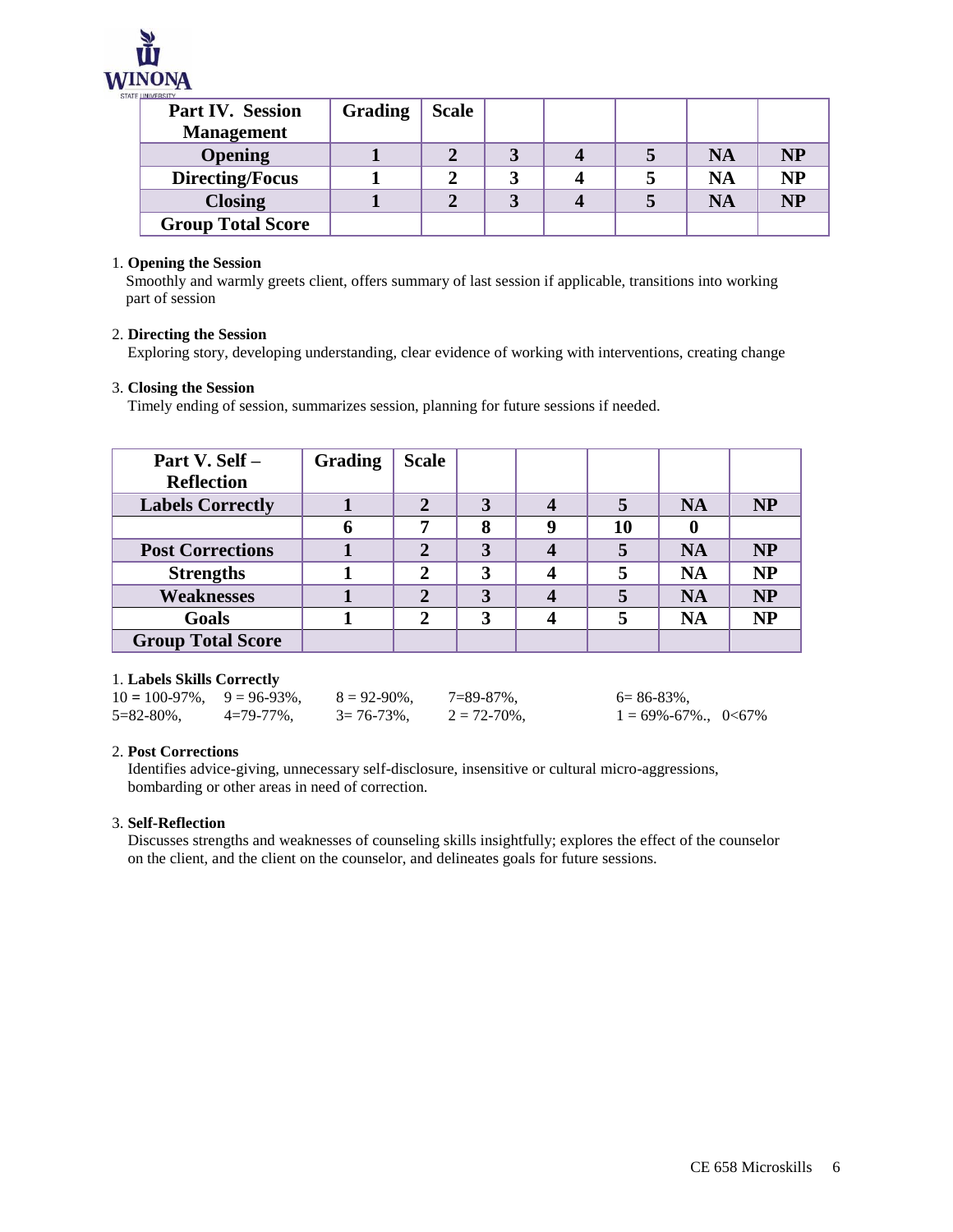| Part IV. Session Management | Grading | Scale | | | | |
|---|---|---|---|---|---|---|
| Opening | 1 | 2 | 3 | 4 | 5 | NA | NP |
| Directing/Focus | 1 | 2 | 3 | 4 | 5 | NA | NP |
| Closing | 1 | 2 | 3 | 4 | 5 | NA | NP |
| Group Total Score | | | | | | | |

1. **Opening the Session**
   Smoothly and warmly greets client, offers summary of last session if applicable, transitions into working part of session

2. **Directing the Session**
   Exploring story, developing understanding, clear evidence of working with interventions, creating change

3. **Closing the Session**
   Timely ending of session, summarizes session, planning for future sessions if needed.

| Part V. Self – Reflection | Grading | Scale | | | | |
|---|---|---|---|---|---|---|
| Labels Correctly | 1 | 2 | 3 | 4 | 5 | NA | NP |
| | 6 | 7 | 8 | 9 | 10 | 0 | |
| Post Corrections | 1 | 2 | 3 | 4 | 5 | NA | NP |
| Strengths | 1 | 2 | 3 | 4 | 5 | NA | NP |
| Weaknesses | 1 | 2 | 3 | 4 | 5 | NA | NP |
| Goals | 1 | 2 | 3 | 4 | 5 | NA | NP |
| Group Total Score | | | | | | | |

1. **Labels Skills Correctly**
   10 = 100-97%, 9 = 96-93%, 8 = 92-90%, 7=89-87%, 6= 86-83%,
   5=82-80%, 4=79-77%, 3= 76-73%, 2 = 72-70%, 1 = 69%-67%., 0<67%

2. **Post Corrections**
   Identifies advice-giving, unnecessary self-disclosure, insensitive or cultural micro-aggressions, bombarding or other areas in need of correction.

3. **Self-Reflection**
   Discusses strengths and weaknesses of counseling skills insightfully; explores the effect of the counselor on the client, and the client on the counselor, and delineates goals for future sessions.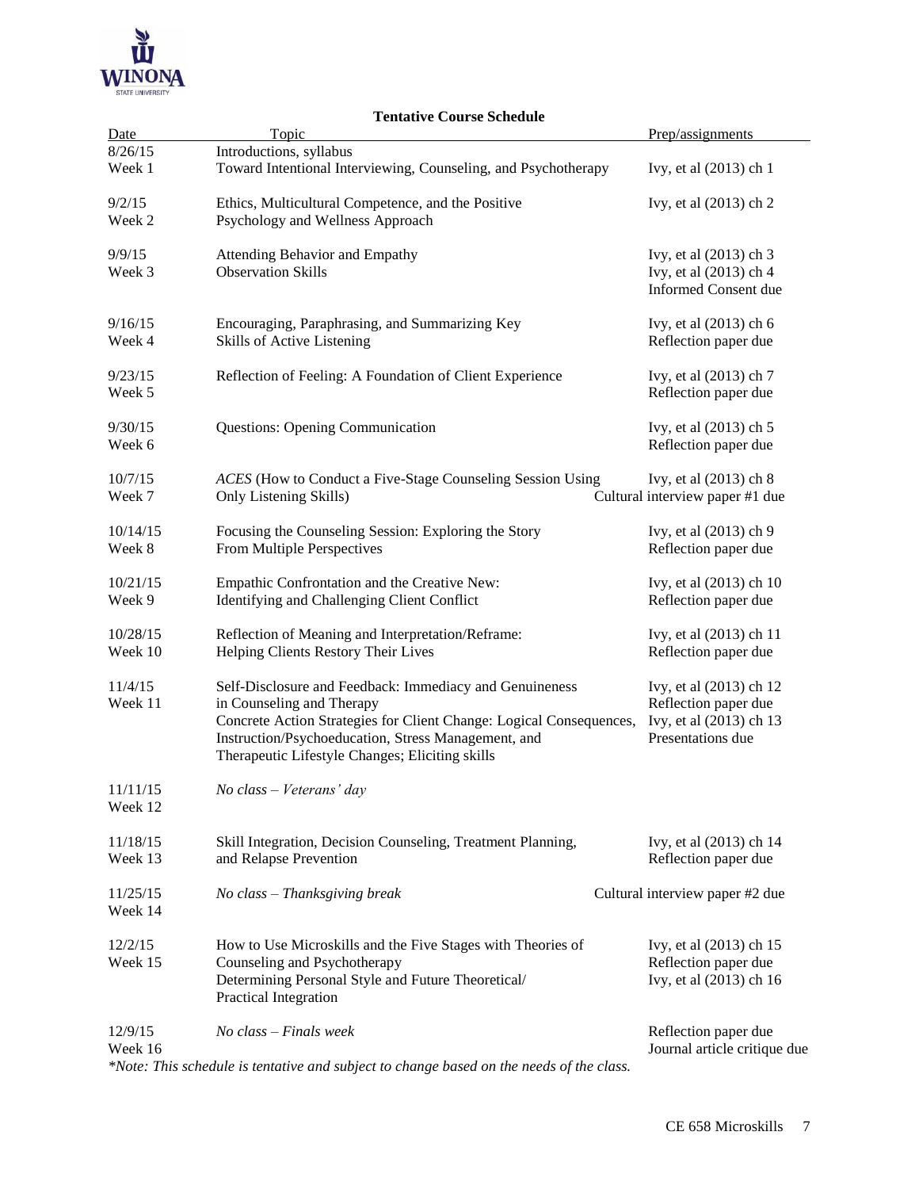**Tentative Course Schedule**

| Date | Topic | Prep/assignments |
|---|---|---|
| 8/26/15<br>Week 1 | Introductions, syllabus<br>Toward Intentional Interviewing, Counseling, and Psychotherapy | Ivy, et al (2013) ch 1 |
| 9/2/15<br>Week 2 | Ethics, Multicultural Competence, and the Positive Psychology and Wellness Approach | Ivy, et al (2013) ch 2 |
| 9/9/15<br>Week 3 | Attending Behavior and Empathy<br>Observation Skills | Ivy, et al (2013) ch 3<br>Ivy, et al (2013) ch 4<br>Informed Consent due |
| 9/16/15<br>Week 4 | Encouraging, Paraphrasing, and Summarizing Key Skills of Active Listening | Ivy, et al (2013) ch 6<br>Reflection paper due |
| 9/23/15<br>Week 5 | Reflection of Feeling: A Foundation of Client Experience | Ivy, et al (2013) ch 7<br>Reflection paper due |
| 9/30/15<br>Week 6 | Questions: Opening Communication | Ivy, et al (2013) ch 5<br>Reflection paper due |
| 10/7/15<br>Week 7 | *ACES* (How to Conduct a Five-Stage Counseling Session Using Only Listening Skills) | Ivy, et al (2013) ch 8<br>Cultural interview paper #1 due |
| 10/14/15<br>Week 8 | Focusing the Counseling Session: Exploring the Story From Multiple Perspectives | Ivy, et al (2013) ch 9<br>Reflection paper due |
| 10/21/15<br>Week 9 | Empathic Confrontation and the Creative New: Identifying and Challenging Client Conflict | Ivy, et al (2013) ch 10<br>Reflection paper due |
| 10/28/15<br>Week 10 | Reflection of Meaning and Interpretation/Reframe: Helping Clients Restory Their Lives | Ivy, et al (2013) ch 11<br>Reflection paper due |
| 11/4/15<br>Week 11 | Self-Disclosure and Feedback: Immediacy and Genuineness in Counseling and Therapy<br>Concrete Action Strategies for Client Change: Logical Consequences, Instruction/Psychoeducation, Stress Management, and Therapeutic Lifestyle Changes; Eliciting skills | Ivy, et al (2013) ch 12<br>Reflection paper due<br>Ivy, et al (2013) ch 13<br>Presentations due |
| 11/11/15<br>Week 12 | *No class – Veterans' day* | |
| 11/18/15<br>Week 13 | Skill Integration, Decision Counseling, Treatment Planning, and Relapse Prevention | Ivy, et al (2013) ch 14<br>Reflection paper due |
| 11/25/15<br>Week 14 | *No class – Thanksgiving break* | Cultural interview paper #2 due |
| 12/2/15<br>Week 15 | How to Use Microskills and the Five Stages with Theories of Counseling and Psychotherapy<br>Determining Personal Style and Future Theoretical/ Practical Integration | Ivy, et al (2013) ch 15<br>Reflection paper due<br>Ivy, et al (2013) ch 16 |
| 12/9/15<br>Week 16 | *No class – Finals week* | Reflection paper due<br>Journal article critique due |

*\*Note: This schedule is tentative and subject to change based on the needs of the class.*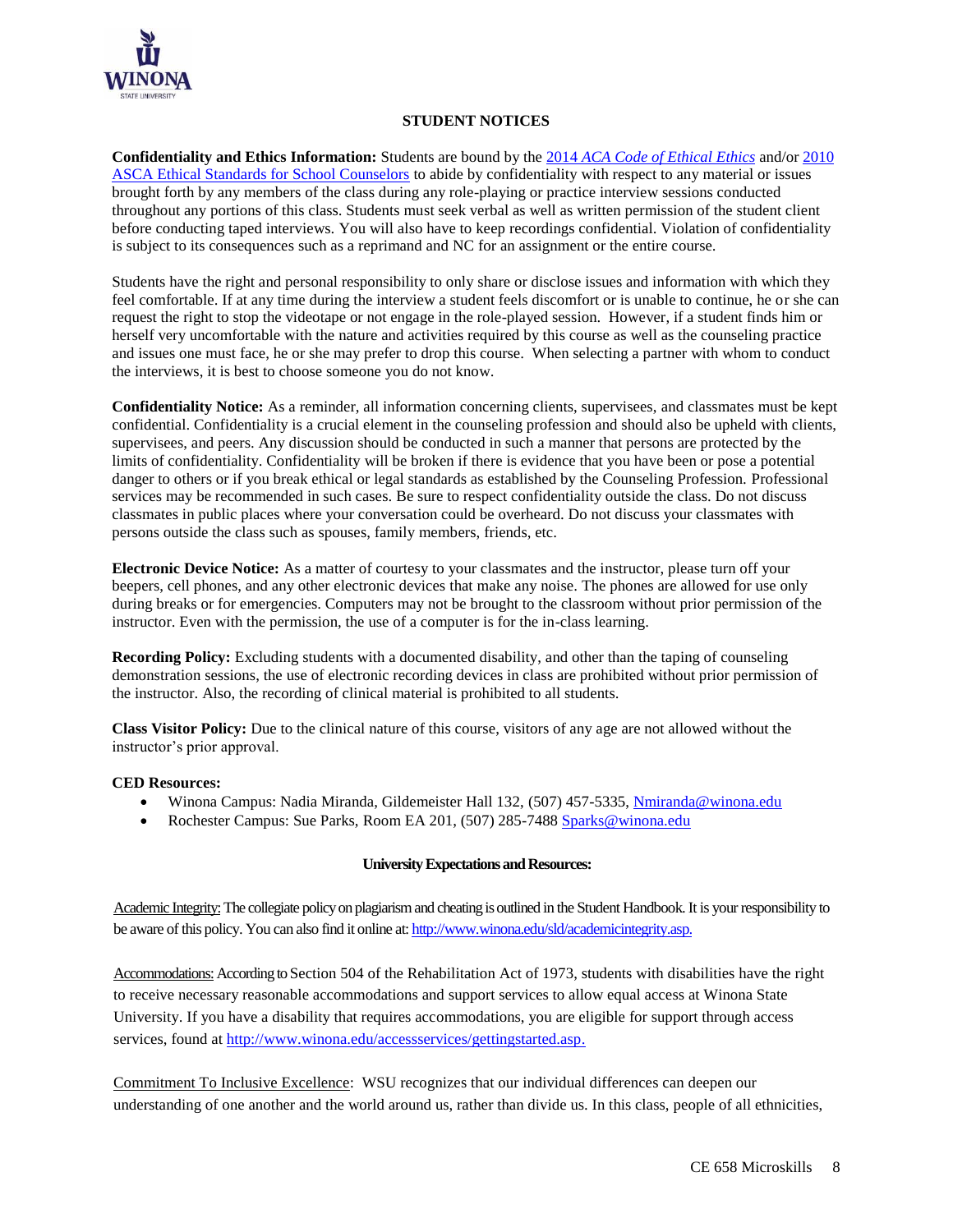## STUDENT NOTICES

**Confidentiality and Ethics Information:** Students are bound by the 2014 *ACA Code of Ethical Ethics* and/or 2010 ASCA Ethical Standards for School Counselors to abide by confidentiality with respect to any material or issues brought forth by any members of the class during any role-playing or practice interview sessions conducted throughout any portions of this class. Students must seek verbal as well as written permission of the student client before conducting taped interviews. You will also have to keep recordings confidential. Violation of confidentiality is subject to its consequences such as a reprimand and NC for an assignment or the entire course.

Students have the right and personal responsibility to only share or disclose issues and information with which they feel comfortable. If at any time during the interview a student feels discomfort or is unable to continue, he or she can request the right to stop the videotape or not engage in the role-played session. However, if a student finds him or herself very uncomfortable with the nature and activities required by this course as well as the counseling practice and issues one must face, he or she may prefer to drop this course. When selecting a partner with whom to conduct the interviews, it is best to choose someone you do not know.

**Confidentiality Notice:** As a reminder, all information concerning clients, supervisees, and classmates must be kept confidential. Confidentiality is a crucial element in the counseling profession and should also be upheld with clients, supervisees, and peers. Any discussion should be conducted in such a manner that persons are protected by the limits of confidentiality. Confidentiality will be broken if there is evidence that you have been or pose a potential danger to others or if you break ethical or legal standards as established by the Counseling Profession. Professional services may be recommended in such cases. Be sure to respect confidentiality outside the class. Do not discuss classmates in public places where your conversation could be overheard. Do not discuss your classmates with persons outside the class such as spouses, family members, friends, etc.

**Electronic Device Notice:** As a matter of courtesy to your classmates and the instructor, please turn off your beepers, cell phones, and any other electronic devices that make any noise. The phones are allowed for use only during breaks or for emergencies. Computers may not be brought to the classroom without prior permission of the instructor. Even with the permission, the use of a computer is for the in-class learning.

**Recording Policy:** Excluding students with a documented disability, and other than the taping of counseling demonstration sessions, the use of electronic recording devices in class are prohibited without prior permission of the instructor. Also, the recording of clinical material is prohibited to all students.

**Class Visitor Policy:** Due to the clinical nature of this course, visitors of any age are not allowed without the instructor's prior approval.

**CED Resources:**

- Winona Campus: Nadia Miranda, Gildemeister Hall 132, (507) 457-5335, Nmiranda@winona.edu
- Rochester Campus: Sue Parks, Room EA 201, (507) 285-7488 Sparks@winona.edu

**University Expectations and Resources:**

Academic Integrity: The collegiate policy on plagiarism and cheating is outlined in the Student Handbook. It is your responsibility to be aware of this policy. You can also find it online at: http://www.winona.edu/sld/academicintegrity.asp.

Accommodations: According to Section 504 of the Rehabilitation Act of 1973, students with disabilities have the right to receive necessary reasonable accommodations and support services to allow equal access at Winona State University. If you have a disability that requires accommodations, you are eligible for support through access services, found at http://www.winona.edu/accessservices/gettingstarted.asp.

Commitment To Inclusive Excellence: WSU recognizes that our individual differences can deepen our understanding of one another and the world around us, rather than divide us. In this class, people of all ethnicities,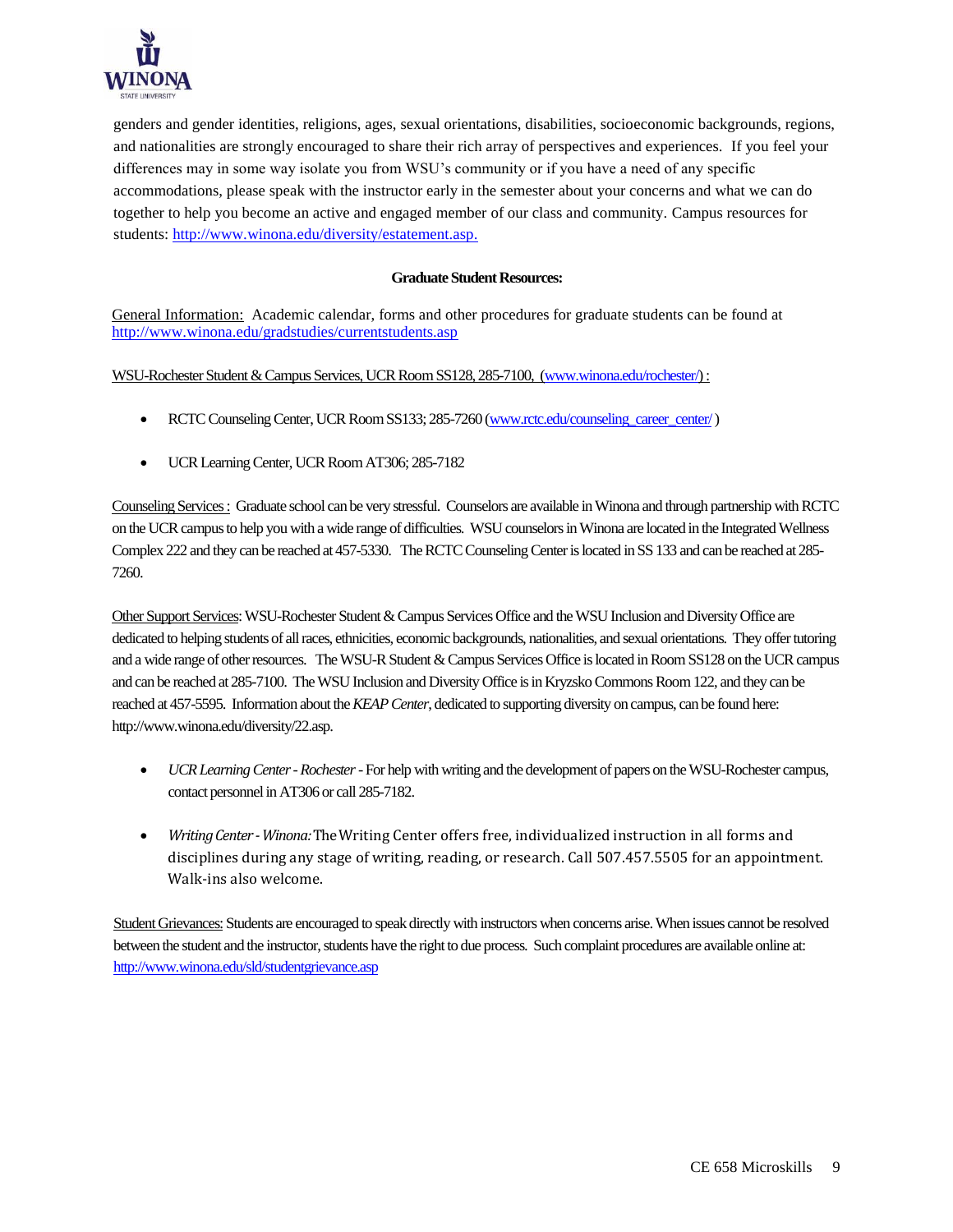genders and gender identities, religions, ages, sexual orientations, disabilities, socioeconomic backgrounds, regions, and nationalities are strongly encouraged to share their rich array of perspectives and experiences. If you feel your differences may in some way isolate you from WSU's community or if you have a need of any specific accommodations, please speak with the instructor early in the semester about your concerns and what we can do together to help you become an active and engaged member of our class and community. Campus resources for students: http://www.winona.edu/diversity/estatement.asp.

**Graduate Student Resources:**

General Information: Academic calendar, forms and other procedures for graduate students can be found at http://www.winona.edu/gradstudies/currentstudents.asp

WSU-Rochester Student & Campus Services, UCR Room SS128, 285-7100, (www.winona.edu/rochester/) :

- RCTC Counseling Center, UCR Room SS133; 285-7260 (www.rctc.edu/counseling_career_center/ )
- UCR Learning Center, UCR Room AT306; 285-7182

Counseling Services : Graduate school can be very stressful. Counselors are available in Winona and through partnership with RCTC on the UCR campus to help you with a wide range of difficulties. WSU counselors in Winona are located in the Integrated Wellness Complex 222 and they can be reached at 457-5330. The RCTC Counseling Center is located in SS 133 and can be reached at 285-7260.

Other Support Services: WSU-Rochester Student & Campus Services Office and the WSU Inclusion and Diversity Office are dedicated to helping students of all races, ethnicities, economic backgrounds, nationalities, and sexual orientations. They offer tutoring and a wide range of other resources. The WSU-R Student & Campus Services Office is located in Room SS128 on the UCR campus and can be reached at 285-7100. The WSU Inclusion and Diversity Office is in Kryzsko Commons Room 122, and they can be reached at 457-5595. Information about the *KEAP Center*, dedicated to supporting diversity on campus, can be found here: http://www.winona.edu/diversity/22.asp.

- *UCR Learning Center - Rochester* - For help with writing and the development of papers on the WSU-Rochester campus, contact personnel in AT306 or call 285-7182.
- *Writing Center - Winona:* The Writing Center offers free, individualized instruction in all forms and disciplines during any stage of writing, reading, or research. Call 507.457.5505 for an appointment. Walk-ins also welcome.

Student Grievances: Students are encouraged to speak directly with instructors when concerns arise. When issues cannot be resolved between the student and the instructor, students have the right to due process. Such complaint procedures are available online at: http://www.winona.edu/sld/studentgrievance.asp